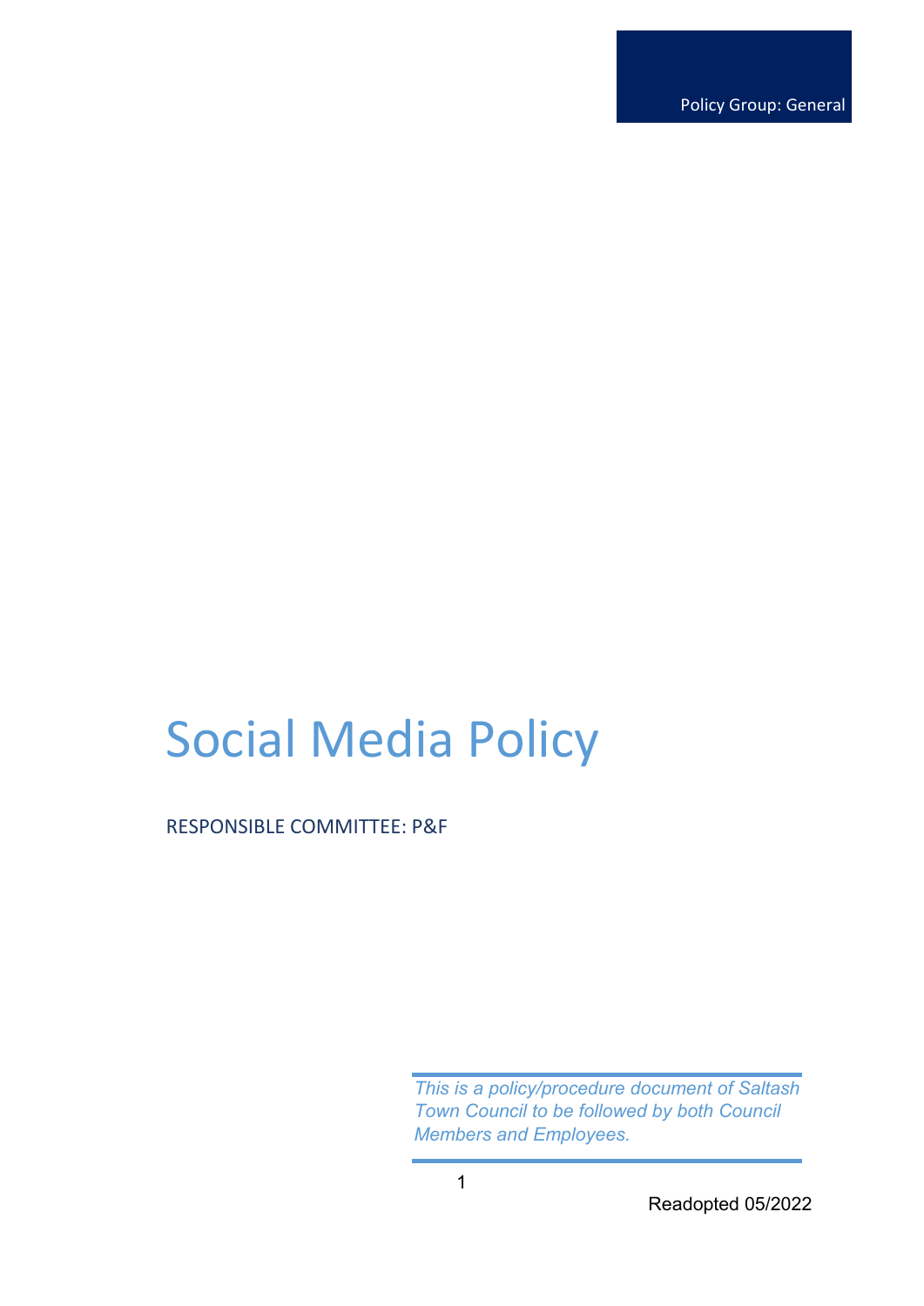Policy Group: General

# Social Media Policy

RESPONSIBLE COMMITTEE: P&F

*This is a policy/procedure document of Saltash Town Council to be followed by both Council Members and Employees.*

Readopted 05/2022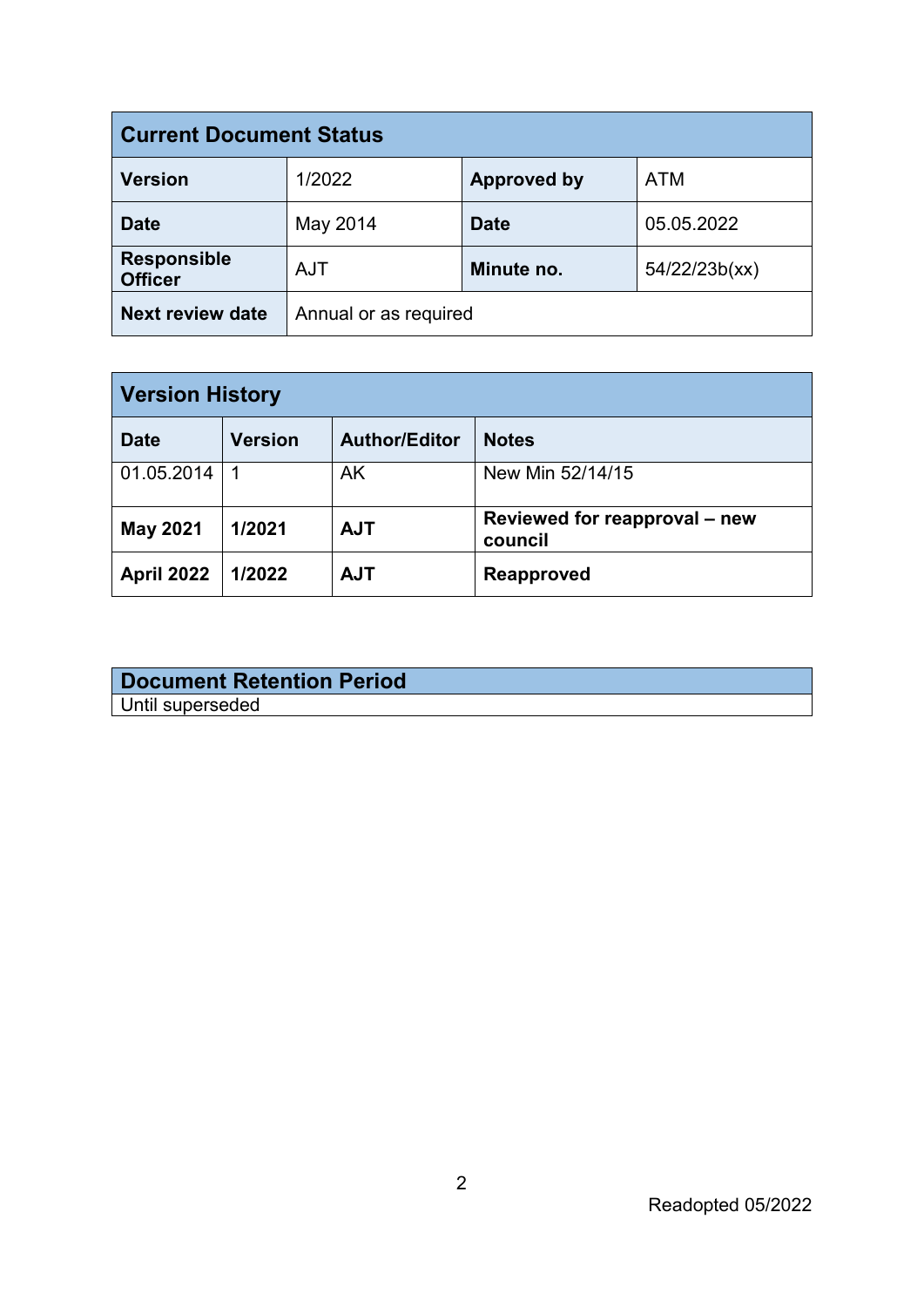| Current Document Status | | | |
|---|---|---|---|
| **Version** | 1/2022 | **Approved by** | ATM |
| **Date** | May 2014 | **Date** | 05.05.2022 |
| **Responsible Officer** | AJT | **Minute no.** | 54/22/23b(xx) |
| **Next review date** | Annual or as required | | |

| Version History | | | |
|---|---|---|---|
| **Date** | **Version** | **Author/Editor** | **Notes** |
| 01.05.2014 | 1 | AK | New Min 52/14/15 |
| **May 2021** | **1/2021** | **AJT** | **Reviewed for reapproval – new council** |
| **April 2022** | **1/2022** | **AJT** | **Reapproved** |

| Document Retention Period |
|---|
| Until superseded |

Readopted 05/2022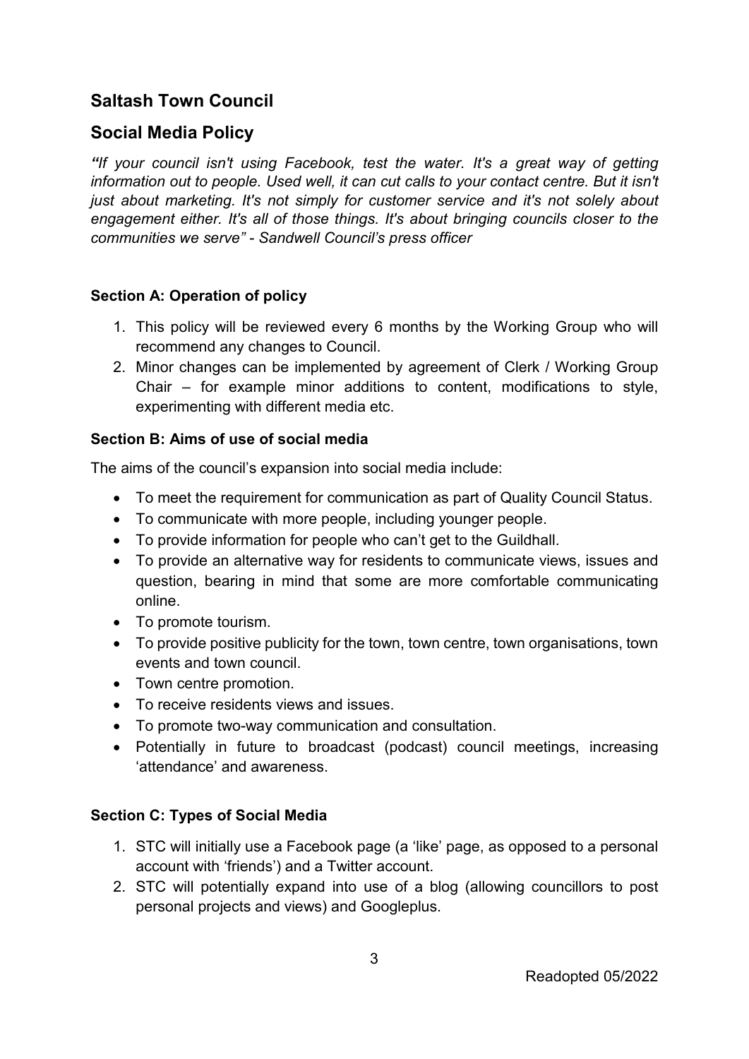## Saltash Town Council

## Social Media Policy

***"****If your council isn't using Facebook, test the water. It's a great way of getting information out to people. Used well, it can cut calls to your contact centre. But it isn't just about marketing. It's not simply for customer service and it's not solely about engagement either. It's all of those things. It's about bringing councils closer to the communities we serve" - Sandwell Council's press officer*

### Section A: Operation of policy

1. This policy will be reviewed every 6 months by the Working Group who will recommend any changes to Council.
2. Minor changes can be implemented by agreement of Clerk / Working Group Chair – for example minor additions to content, modifications to style, experimenting with different media etc.

### Section B: Aims of use of social media

The aims of the council's expansion into social media include:

- To meet the requirement for communication as part of Quality Council Status.
- To communicate with more people, including younger people.
- To provide information for people who can't get to the Guildhall.
- To provide an alternative way for residents to communicate views, issues and question, bearing in mind that some are more comfortable communicating online.
- To promote tourism.
- To provide positive publicity for the town, town centre, town organisations, town events and town council.
- Town centre promotion.
- To receive residents views and issues.
- To promote two-way communication and consultation.
- Potentially in future to broadcast (podcast) council meetings, increasing 'attendance' and awareness.

### Section C: Types of Social Media

1. STC will initially use a Facebook page (a 'like' page, as opposed to a personal account with 'friends') and a Twitter account.
2. STC will potentially expand into use of a blog (allowing councillors to post personal projects and views) and Googleplus.

Readopted 05/2022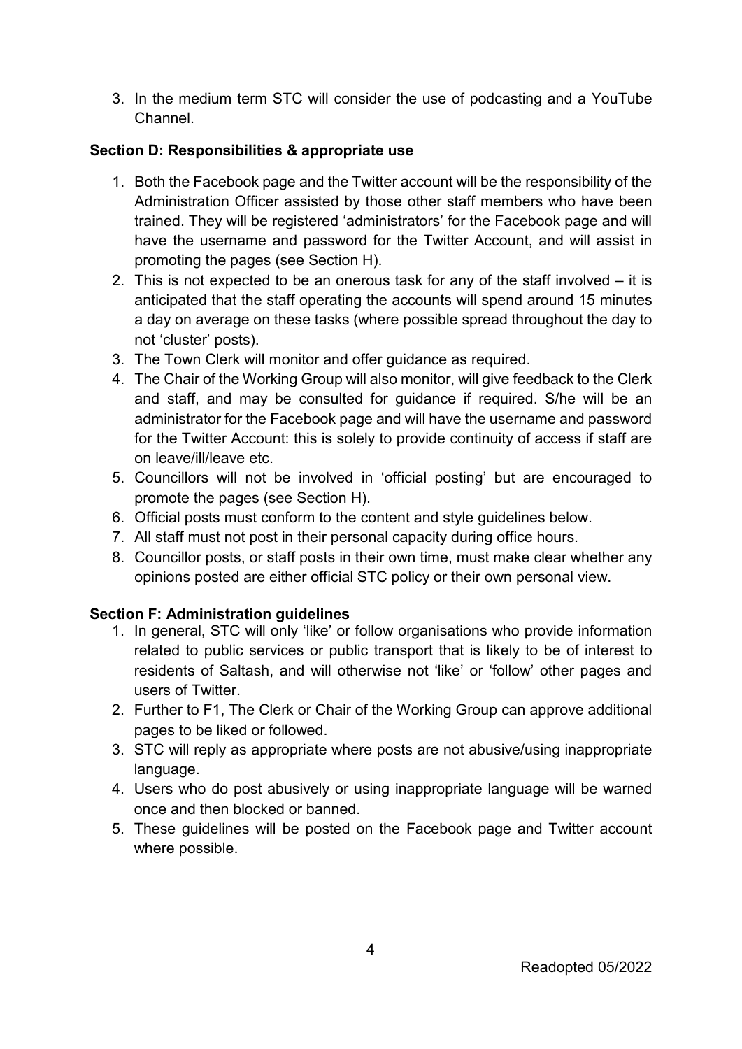3. In the medium term STC will consider the use of podcasting and a YouTube Channel.

**Section D: Responsibilities & appropriate use**

1. Both the Facebook page and the Twitter account will be the responsibility of the Administration Officer assisted by those other staff members who have been trained. They will be registered 'administrators' for the Facebook page and will have the username and password for the Twitter Account, and will assist in promoting the pages (see Section H).
2. This is not expected to be an onerous task for any of the staff involved – it is anticipated that the staff operating the accounts will spend around 15 minutes a day on average on these tasks (where possible spread throughout the day to not 'cluster' posts).
3. The Town Clerk will monitor and offer guidance as required.
4. The Chair of the Working Group will also monitor, will give feedback to the Clerk and staff, and may be consulted for guidance if required. S/he will be an administrator for the Facebook page and will have the username and password for the Twitter Account: this is solely to provide continuity of access if staff are on leave/ill/leave etc.
5. Councillors will not be involved in 'official posting' but are encouraged to promote the pages (see Section H).
6. Official posts must conform to the content and style guidelines below.
7. All staff must not post in their personal capacity during office hours.
8. Councillor posts, or staff posts in their own time, must make clear whether any opinions posted are either official STC policy or their own personal view.

**Section F: Administration guidelines**

1. In general, STC will only 'like' or follow organisations who provide information related to public services or public transport that is likely to be of interest to residents of Saltash, and will otherwise not 'like' or 'follow' other pages and users of Twitter.
2. Further to F1, The Clerk or Chair of the Working Group can approve additional pages to be liked or followed.
3. STC will reply as appropriate where posts are not abusive/using inappropriate language.
4. Users who do post abusively or using inappropriate language will be warned once and then blocked or banned.
5. These guidelines will be posted on the Facebook page and Twitter account where possible.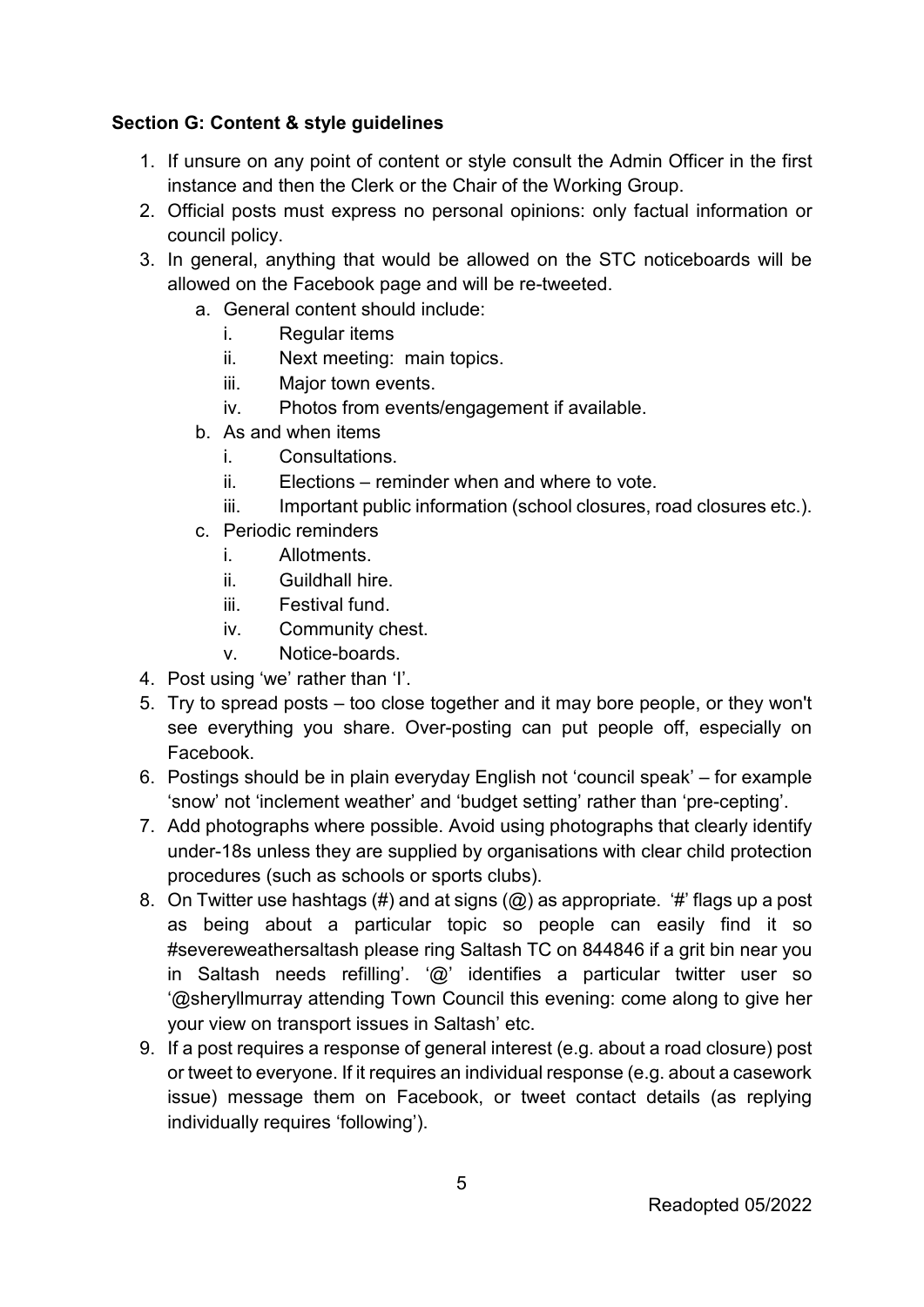**Section G: Content & style guidelines**

1. If unsure on any point of content or style consult the Admin Officer in the first instance and then the Clerk or the Chair of the Working Group.
2. Official posts must express no personal opinions: only factual information or council policy.
3. In general, anything that would be allowed on the STC noticeboards will be allowed on the Facebook page and will be re-tweeted.
   a. General content should include:
      i. Regular items
      ii. Next meeting: main topics.
      iii. Major town events.
      iv. Photos from events/engagement if available.
   b. As and when items
      i. Consultations.
      ii. Elections – reminder when and where to vote.
      iii. Important public information (school closures, road closures etc.).
   c. Periodic reminders
      i. Allotments.
      ii. Guildhall hire.
      iii. Festival fund.
      iv. Community chest.
      v. Notice-boards.
4. Post using 'we' rather than 'I'.
5. Try to spread posts – too close together and it may bore people, or they won't see everything you share. Over-posting can put people off, especially on Facebook.
6. Postings should be in plain everyday English not 'council speak' – for example 'snow' not 'inclement weather' and 'budget setting' rather than 'pre-cepting'.
7. Add photographs where possible. Avoid using photographs that clearly identify under-18s unless they are supplied by organisations with clear child protection procedures (such as schools or sports clubs).
8. On Twitter use hashtags (#) and at signs (@) as appropriate. '#' flags up a post as being about a particular topic so people can easily find it so #severeweathersaltash please ring Saltash TC on 844846 if a grit bin near you in Saltash needs refilling'. '@' identifies a particular twitter user so '@sheryllmurray attending Town Council this evening: come along to give her your view on transport issues in Saltash' etc.
9. If a post requires a response of general interest (e.g. about a road closure) post or tweet to everyone. If it requires an individual response (e.g. about a casework issue) message them on Facebook, or tweet contact details (as replying individually requires 'following').

Readopted 05/2022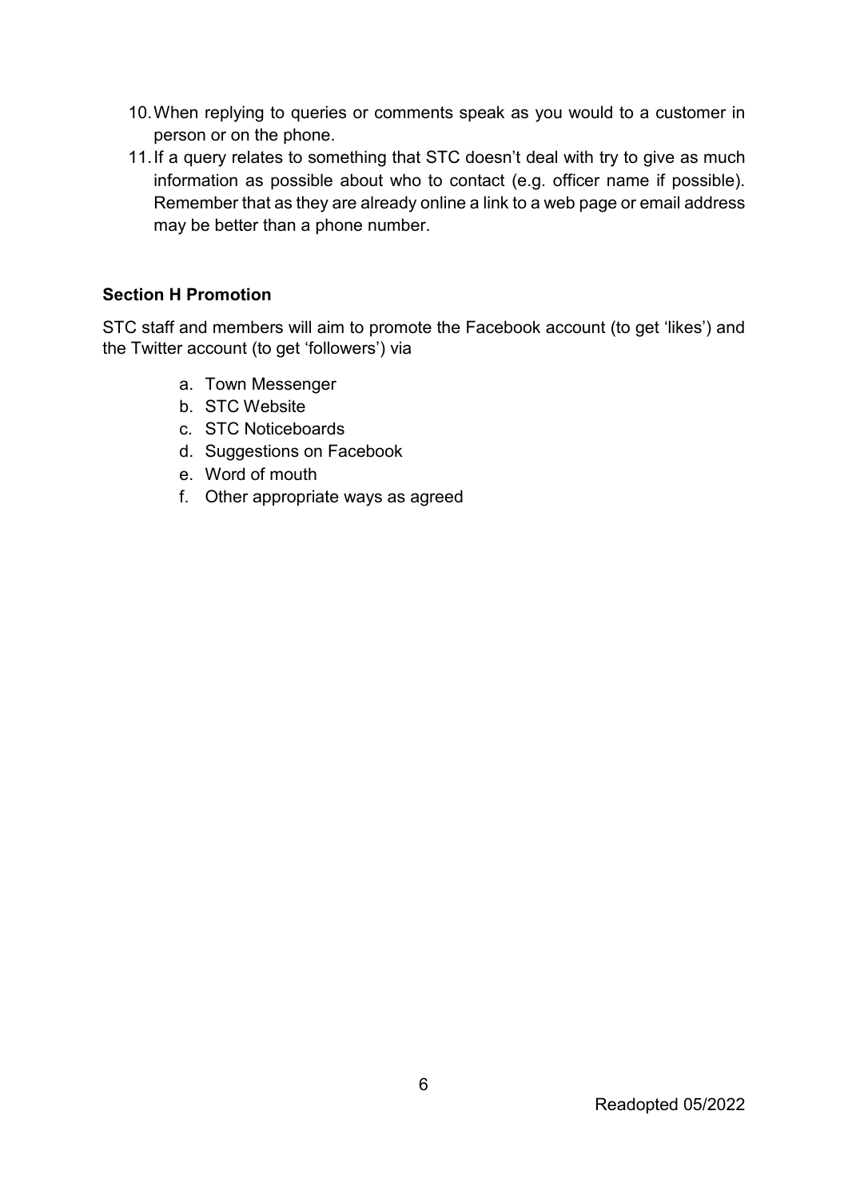10. When replying to queries or comments speak as you would to a customer in person or on the phone.
11. If a query relates to something that STC doesn't deal with try to give as much information as possible about who to contact (e.g. officer name if possible). Remember that as they are already online a link to a web page or email address may be better than a phone number.

**Section H Promotion**

STC staff and members will aim to promote the Facebook account (to get 'likes') and the Twitter account (to get 'followers') via

a. Town Messenger
b. STC Website
c. STC Noticeboards
d. Suggestions on Facebook
e. Word of mouth
f. Other appropriate ways as agreed

Readopted 05/2022